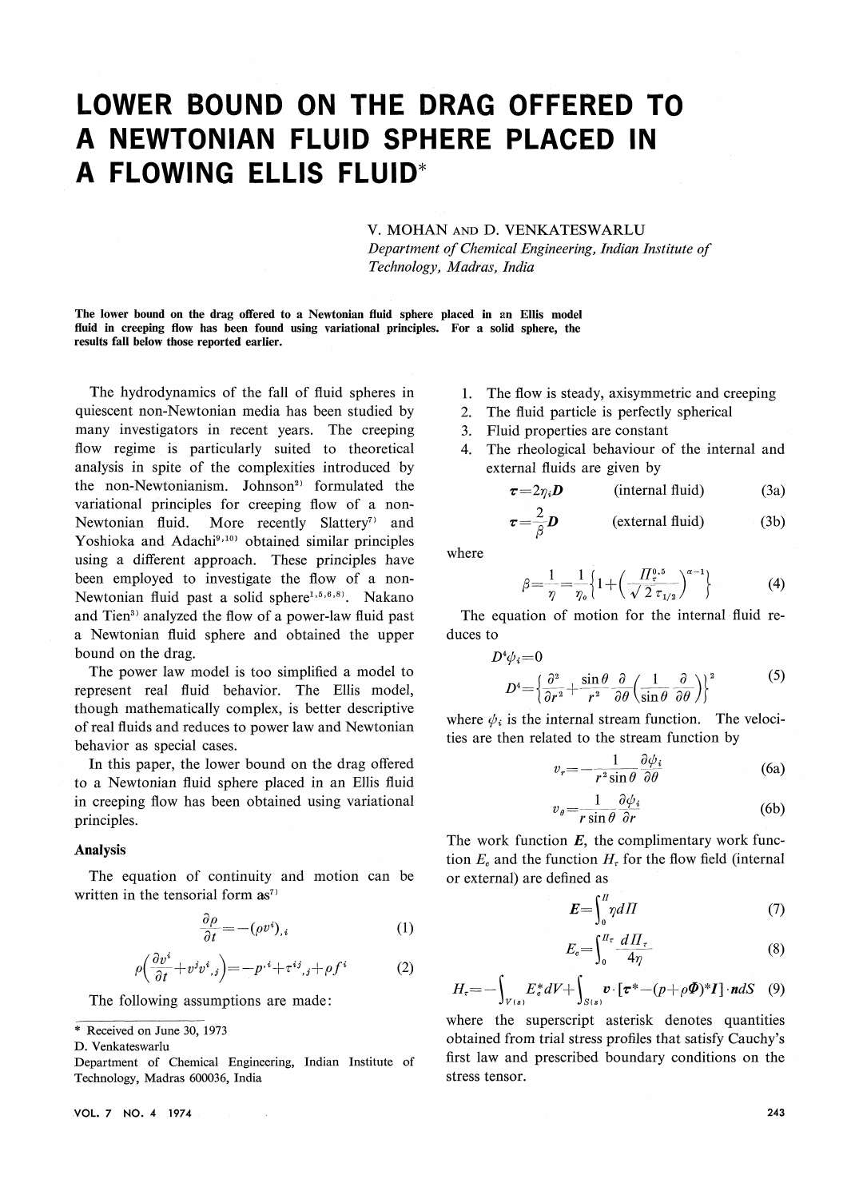# LOWER BOUND ON THE DRAG OFFERED TO A NEWTONIAN FLUID SPHERE PLACED IN A FLOWING ELLIS FLUID*

V. MOHAN AND D. VENKATESWARLU

*Department of Chemical Engineering, Indian Institute of Technology, Madras, India*

**The lower bound on the drag offered to a Newtonian fluid sphere placed in an Ellis model fluid in creeping flow has been found using variational principles. For a solid sphere, the results fall below those reported earlier.**

The hydrodynamics of the fall of fluid spheres in quiescent non-Newtonian media has been studied by many investigators in recent years. The creeping flow regime is particularly suited to theoretical analysis in spite of the complexities introduced by the non-Newtonianism. Johnson[2] formulated the variational principles for creeping flow of a non-Newtonian fluid. More recently Slattery[7] and Yoshioka and Adachi[9,10] obtained similar principles using a different approach. These principles have been employed to investigate the flow of a non-Newtonian fluid past a solid sphere[1,5,6,8]. Nakano and Tien[3] analyzed the flow of a power-law fluid past a Newtonian fluid sphere and obtained the upper bound on the drag.

The power law model is too simplified a model to represent real fluid behavior. The Ellis model, though mathematically complex, is better descriptive of real fluids and reduces to power law and Newtonian behavior as special cases.

In this paper, the lower bound on the drag offered to a Newtonian fluid sphere placed in an Ellis fluid in creeping flow has been obtained using variational principles.

## Analysis

The equation of continuity and motion can be written in the tensorial form as[7]

$$\frac{\partial \rho}{\partial t}=-(\rho v^i)_{,i} \tag{1}$$

$$\rho\left(\frac{\partial v^i}{\partial t}+v^j v^i{}_{,j}\right)=-p^{,i}+\tau^{ij}{}_{,j}+\rho f^i \tag{2}$$

The following assumptions are made:

1. The flow is steady, axisymmetric and creeping
2. The fluid particle is perfectly spherical
3. Fluid properties are constant
4. The rheological behaviour of the internal and external fluids are given by

$$\boldsymbol{\tau}=2\eta_i \boldsymbol{D} \qquad \text{(internal fluid)} \tag{3a}$$

$$\boldsymbol{\tau}=\frac{2}{\beta}\boldsymbol{D} \qquad \text{(external fluid)} \tag{3b}$$

where

$$\beta=\frac{1}{\eta}=\frac{1}{\eta_0}\left\{1+\left(\frac{\Pi_\tau^{0.5}}{\sqrt{2}\,\tau_{1/2}}\right)^{\alpha-1}\right\} \tag{4}$$

The equation of motion for the internal fluid reduces to

$$D^4\psi_i=0$$
$$D^4=\left\{\frac{\partial^2}{\partial r^2}+\frac{\sin\theta}{r^2}\frac{\partial}{\partial\theta}\left(\frac{1}{\sin\theta}\frac{\partial}{\partial\theta}\right)\right\}^2 \tag{5}$$

where $\psi_i$ is the internal stream function. The velocities are then related to the stream function by

$$v_r=-\frac{1}{r^2\sin\theta}\frac{\partial\psi_i}{\partial\theta} \tag{6a}$$

$$v_\theta=\frac{1}{r\sin\theta}\frac{\partial\psi_i}{\partial r} \tag{6b}$$

The work function $\boldsymbol{E}$, the complimentary work function $E_c$ and the function $H_\tau$ for the flow field (internal or external) are defined as

$$\boldsymbol{E}=\int_0^{\Pi}\eta\, d\Pi \tag{7}$$

$$E_c=\int_0^{\Pi_\tau}\frac{d\Pi_\tau}{4\eta} \tag{8}$$

$$H_\tau=-\int_{V(s)}E_c^* dV+\int_{S(s)}\boldsymbol{v}\cdot[\boldsymbol{\tau}^*-(p+\rho\Phi)^*\boldsymbol{I}]\cdot\boldsymbol{n}dS \tag{9}$$

where the superscript asterisk denotes quantities obtained from trial stress profiles that satisfy Cauchy's first law and prescribed boundary conditions on the stress tensor.

---

\* Received on June 30, 1973

D. Venkateswarlu

Department of Chemical Engineering, Indian Institute of Technology, Madras 600036, India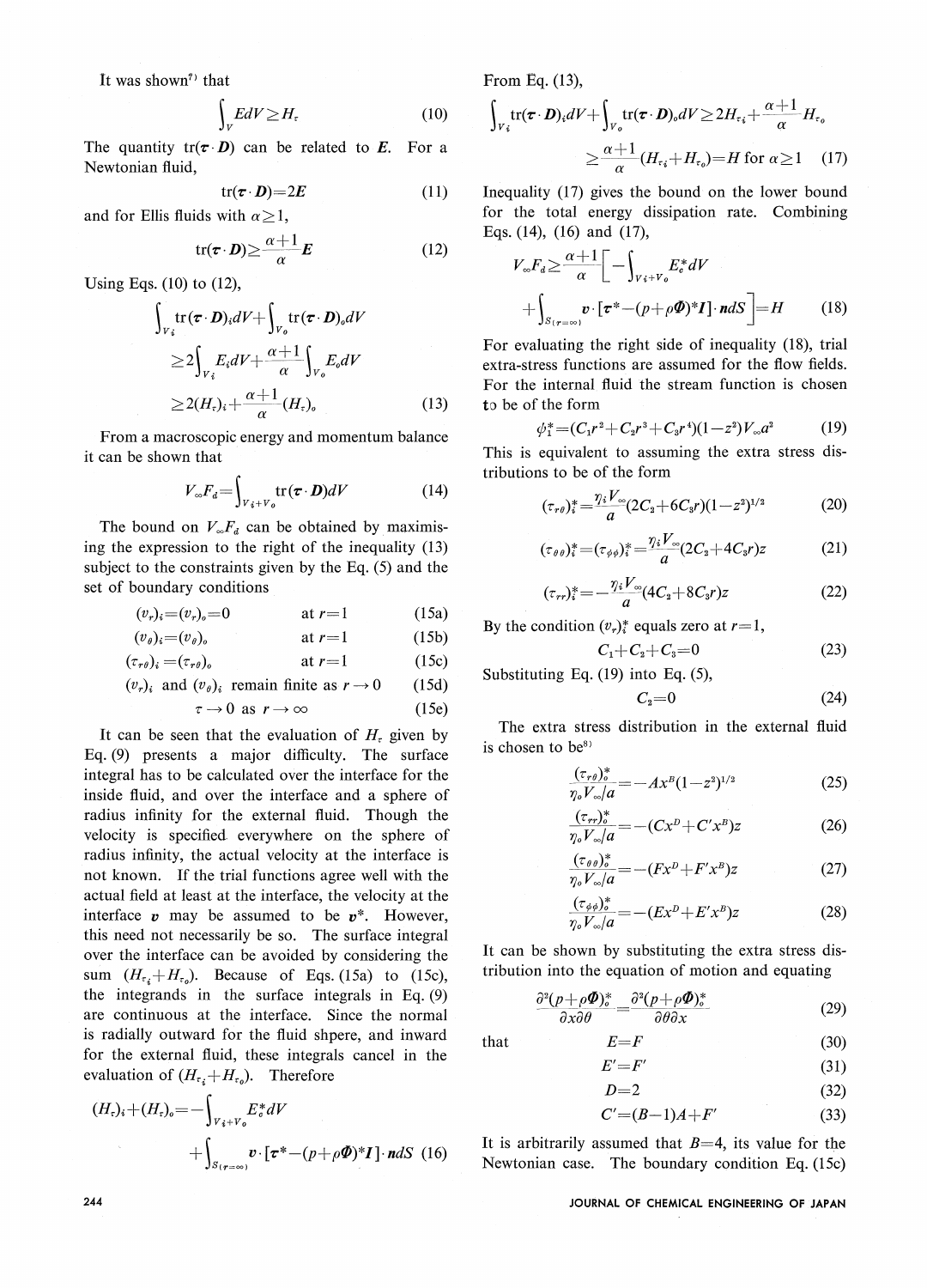It was shown[7] that

$$\int_V E dV \geq H_\tau \tag{10}$$

The quantity $\mathrm{tr}(\boldsymbol{\tau}\cdot\boldsymbol{D})$ can be related to $\boldsymbol{E}$. For a Newtonian fluid,

$$\mathrm{tr}(\boldsymbol{\tau}\cdot\boldsymbol{D}) = 2\boldsymbol{E} \tag{11}$$

and for Ellis fluids with $\alpha \geq 1$,

$$\mathrm{tr}(\boldsymbol{\tau}\cdot\boldsymbol{D}) \geq \frac{\alpha+1}{\alpha}\boldsymbol{E} \tag{12}$$

Using Eqs. (10) to (12),

$$\int_{V_i} \mathrm{tr}(\boldsymbol{\tau}\cdot\boldsymbol{D})_i dV + \int_{V_o} \mathrm{tr}(\boldsymbol{\tau}\cdot\boldsymbol{D})_o dV \geq 2\int_{V_i} E_i dV + \frac{\alpha+1}{\alpha}\int_{V_o} E_o dV \geq 2(H_\tau)_i + \frac{\alpha+1}{\alpha}(H_\tau)_o \tag{13}$$

From a macroscopic energy and momentum balance it can be shown that

$$V_\infty F_d = \int_{V_i+V_o} \mathrm{tr}(\boldsymbol{\tau}\cdot\boldsymbol{D}) dV \tag{14}$$

The bound on $V_\infty F_d$ can be obtained by maximising the expression to the right of the inequality (13) subject to the constraints given by the Eq. (5) and the set of boundary conditions

$$(v_r)_i = (v_r)_o = 0 \qquad \text{at } r=1 \tag{15a}$$

$$(v_\theta)_i = (v_\theta)_o \qquad \text{at } r=1 \tag{15b}$$

$$(\tau_{r\theta})_i = (\tau_{r\theta})_o \qquad \text{at } r=1 \tag{15c}$$

$$(v_r)_i \text{ and } (v_\theta)_i \text{ remain finite as } r \to 0 \tag{15d}$$

$$\tau \to 0 \text{ as } r \to \infty \tag{15e}$$

It can be seen that the evaluation of $H_\tau$ given by Eq. (9) presents a major difficulty. The surface integral has to be calculated over the interface for the inside fluid, and over the interface and a sphere of radius infinity for the external fluid. Though the velocity is specified everywhere on the sphere of radius infinity, the actual velocity at the interface is not known. If the trial functions agree well with the actual field at least at the interface, the velocity at the interface $\boldsymbol{v}$ may be assumed to be $\boldsymbol{v}^*$. However, this need not necessarily be so. The surface integral over the interface can be avoided by considering the sum $(H_{\tau_i} + H_{\tau_o})$. Because of Eqs. (15a) to (15c), the integrands in the surface integrals in Eq. (9) are continuous at the interface. Since the normal is radially outward for the fluid shpere, and inward for the external fluid, these integrals cancel in the evaluation of $(H_{\tau_i} + H_{\tau_o})$. Therefore

$$(H_\tau)_i + (H_\tau)_o = -\int_{V_i+V_o} E_c^* dV + \int_{S(r=\infty)} \boldsymbol{v}\cdot[\boldsymbol{\tau}^* - (p+\rho\boldsymbol{\Phi})^*\boldsymbol{I}]\cdot\boldsymbol{n} dS \tag{16}$$

From Eq. (13),

$$\int_{V_i} \mathrm{tr}(\boldsymbol{\tau}\cdot\boldsymbol{D})_i dV + \int_{V_o} \mathrm{tr}(\boldsymbol{\tau}\cdot\boldsymbol{D})_o dV \geq 2H_{\tau_i} + \frac{\alpha+1}{\alpha}H_{\tau_o} \geq \frac{\alpha+1}{\alpha}(H_{\tau_i} + H_{\tau_o}) = H \text{ for } \alpha \geq 1 \tag{17}$$

Inequality (17) gives the bound on the lower bound for the total energy dissipation rate. Combining Eqs. (14), (16) and (17),

$$V_\infty F_d \geq \frac{\alpha+1}{\alpha}\left[-\int_{V_i+V_o} E_c^* dV + \int_{S(r=\infty)} \boldsymbol{v}\cdot[\boldsymbol{\tau}^* - (p+\rho\boldsymbol{\Phi})^*\boldsymbol{I}]\cdot\boldsymbol{n} dS\right] = H \tag{18}$$

For evaluating the right side of inequality (18), trial extra-stress functions are assumed for the flow fields. For the internal fluid the stream function is chosen to be of the form

$$\psi_1^* = (C_1 r^2 + C_2 r^3 + C_3 r^4)(1-z^2)V_\infty a^2 \tag{19}$$

This is equivalent to assuming the extra stress distributions to be of the form

$$(\tau_{r\theta})_i^* = \frac{\eta_i V_\infty}{a}(2C_2 + 6C_3 r)(1-z^2)^{1/2} \tag{20}$$

$$(\tau_{\theta\theta})_i^* = (\tau_{\phi\phi})_i^* = \frac{\eta_i V_\infty}{a}(2C_2 + 4C_3 r)z \tag{21}$$

$$(\tau_{rr})_i^* = -\frac{\eta_i V_\infty}{a}(4C_2 + 8C_3 r)z \tag{22}$$

By the condition $(v_r)_i^*$ equals zero at $r=1$,

$$C_1 + C_2 + C_3 = 0 \tag{23}$$

Substituting Eq. (19) into Eq. (5),

$$C_2 = 0 \tag{24}$$

The extra stress distribution in the external fluid is chosen to be[8]

$$\frac{(\tau_{r\theta})_o^*}{\eta_o V_\infty / a} = -Ax^B(1-z^2)^{1/2} \tag{25}$$

$$\frac{(\tau_{rr})_o^*}{\eta_o V_\infty / a} = -(Cx^D + C'x^B)z \tag{26}$$

$$\frac{(\tau_{\theta\theta})_o^*}{\eta_o V_\infty / a} = -(Fx^D + F'x^B)z \tag{27}$$

$$\frac{(\tau_{\phi\phi})_o^*}{\eta_o V_\infty / a} = -(Ex^D + E'x^B)z \tag{28}$$

It can be shown by substituting the extra stress distribution into the equation of motion and equating

$$\frac{\partial^2(p+\rho\boldsymbol{\Phi})_o^*}{\partial x \partial \theta} = \frac{\partial^2(p+\rho\boldsymbol{\Phi})_o^*}{\partial \theta \partial x} \tag{29}$$

that

$$E = F \tag{30}$$

$$E' = F' \tag{31}$$

$$D = 2 \tag{32}$$

$$C' = (B-1)A + F' \tag{33}$$

It is arbitrarily assumed that $B=4$, its value for the Newtonian case. The boundary condition Eq. (15c)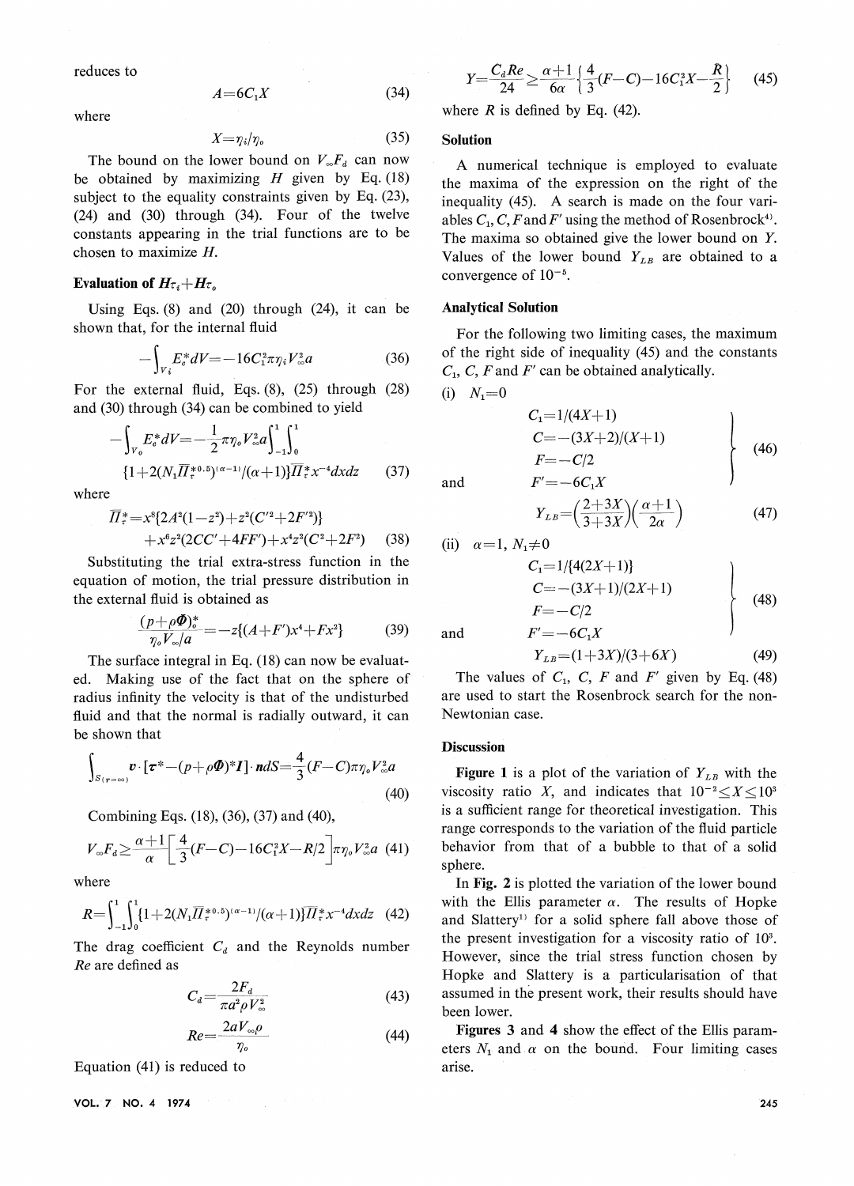reduces to

$$A=6C_1X \tag{34}$$

where

$$X=\eta_i/\eta_o \tag{35}$$

The bound on the lower bound on $V_\infty F_d$ can now be obtained by maximizing $H$ given by Eq. (18) subject to the equality constraints given by Eq. (23), (24) and (30) through (34). Four of the twelve constants appearing in the trial functions are to be chosen to maximize $H$.

### Evaluation of $H\tau_i+H\tau_o$

Using Eqs. (8) and (20) through (24), it can be shown that, for the internal fluid

$$-\int_{V_i} E_e^* dV=-16C_1^2\pi\eta_i V_\infty^2 a \tag{36}$$

For the external fluid, Eqs. (8), (25) through (28) and (30) through (34) can be combined to yield

$$-\int_{V_o} E_e^* dV=-\frac{1}{2}\pi\eta_o V_\infty^2 a\int_{-1}^{1}\int_0^1 \{1+2(N_1\overline{\Pi}_\tau^{*0.5})^{(\alpha-1)}/(\alpha+1)\}\overline{\Pi}_\tau^* x^{-4}dxdz \tag{37}$$

where

$$\overline{\Pi}_\tau^*=x^8\{2A^2(1-z^2)+z^2(C'^2+2F'^2)\}+x^6z^2(2CC'+4FF')+x^4z^2(C^2+2F^2) \tag{38}$$

Substituting the trial extra-stress function in the equation of motion, the trial pressure distribution in the external fluid is obtained as

$$\frac{(p+\rho\Phi)_o^*}{\eta_o V_\infty/a}=-z\{(A+F')x^4+Fx^2\} \tag{39}$$

The surface integral in Eq. (18) can now be evaluated. Making use of the fact that on the sphere of radius infinity the velocity is that of the undisturbed fluid and that the normal is radially outward, it can be shown that

$$\int_{S(r=\infty)} \boldsymbol{v}\cdot[\boldsymbol{\tau}^*-(p+\rho\Phi)^*\boldsymbol{I}]\cdot\boldsymbol{n}dS=\frac{4}{3}(F-C)\pi\eta_o V_\infty^2 a \tag{40}$$

Combining Eqs. (18), (36), (37) and (40),

$$V_\infty F_d\geq\frac{\alpha+1}{\alpha}\left[\frac{4}{3}(F-C)-16C_1^2X-R/2\right]\pi\eta_o V_\infty^2 a \tag{41}$$

where

$$R=\int_{-1}^{1}\int_0^1\{1+2(N_1\overline{\Pi}_\tau^{*0.5})^{(\alpha-1)}/(\alpha+1)\}\overline{\Pi}_\tau^* x^{-4}dxdz \tag{42}$$

The drag coefficient $C_d$ and the Reynolds number $Re$ are defined as

$$C_d=\frac{2F_d}{\pi a^2\rho V_\infty^2} \tag{43}$$

$$Re=\frac{2aV_\infty\rho}{\eta_o} \tag{44}$$

Equation (41) is reduced to

$$Y=\frac{C_d Re}{24}\geq\frac{\alpha+1}{6\alpha}\left\{\frac{4}{3}(F-C)-16C_1^2X-\frac{R}{2}\right\} \tag{45}$$

where $R$ is defined by Eq. (42).

### Solution

A numerical technique is employed to evaluate the maxima of the expression on the right of the inequality (45). A search is made on the four variables $C_1$, $C$, $F$ and $F'$ using the method of Rosenbrock[4]. The maxima so obtained give the lower bound on $Y$. Values of the lower bound $Y_{LB}$ are obtained to a convergence of $10^{-5}$.

### Analytical Solution

For the following two limiting cases, the maximum of the right side of inequality (45) and the constants $C_1$, $C$, $F$ and $F'$ can be obtained analytically.

(i) $N_1=0$

$$\left.\begin{aligned} C_1&=1/(4X+1)\\ C&=-(3X+2)/(X+1)\\ F&=-C/2\\ F'&=-6C_1X \end{aligned}\right\} \tag{46}$$

and

$$Y_{LB}=\left(\frac{2+3X}{3+3X}\right)\left(\frac{\alpha+1}{2\alpha}\right) \tag{47}$$

(ii) $\alpha=1$, $N_1\neq 0$

$$\left.\begin{aligned} C_1&=1/\{4(2X+1)\}\\ C&=-(3X+1)/(2X+1)\\ F&=-C/2\\ F'&=-6C_1X \end{aligned}\right\} \tag{48}$$

and

$$Y_{LB}=(1+3X)/(3+6X) \tag{49}$$

The values of $C_1$, $C$, $F$ and $F'$ given by Eq. (48) are used to start the Rosenbrock search for the non-Newtonian case.

### Discussion

**Figure 1** is a plot of the variation of $Y_{LB}$ with the viscosity ratio $X$, and indicates that $10^{-2}\leq X\leq 10^3$ is a sufficient range for theoretical investigation. This range corresponds to the variation of the fluid particle behavior from that of a bubble to that of a solid sphere.

In **Fig. 2** is plotted the variation of the lower bound with the Ellis parameter $\alpha$. The results of Hopke and Slattery[1] for a solid sphere fall above those of the present investigation for a viscosity ratio of $10^3$. However, since the trial stress function chosen by Hopke and Slattery is a particularisation of that assumed in the present work, their results should have been lower.

**Figures 3** and **4** show the effect of the Ellis parameters $N_1$ and $\alpha$ on the bound. Four limiting cases arise.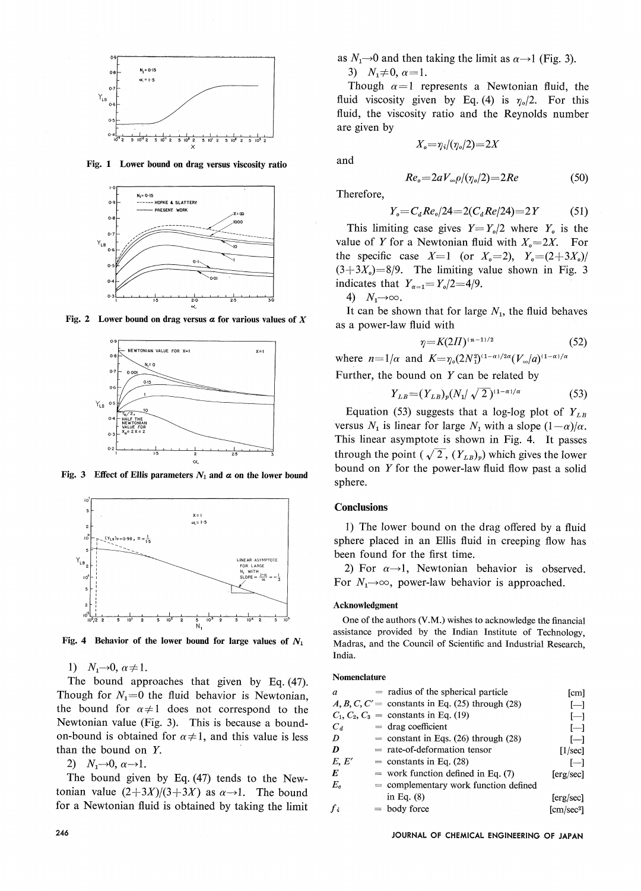Fig. 1 Lower bound on drag versus viscosity ratio

Fig. 2 Lower bound on drag versus $\alpha$ for various values of $X$

Fig. 3 Effect of Ellis parameters $N_1$ and $\alpha$ on the lower bound

Fig. 4 Behavior of the lower bound for large values of $N_1$

1) $N_1 \to 0$, $\alpha \neq 1$.

The bound approaches that given by Eq. (47). Though for $N_1=0$ the fluid behavior is Newtonian, the bound for $\alpha \neq 1$ does not correspond to the Newtonian value (Fig. 3). This is because a bound-on-bound is obtained for $\alpha \neq 1$, and this value is less than the bound on $Y$.

2) $N_1 \to 0$, $\alpha \to 1$.

The bound given by Eq. (47) tends to the Newtonian value $(2+3X)/(3+3X)$ as $\alpha \to 1$. The bound for a Newtonian fluid is obtained by taking the limit as $N_1 \to 0$ and then taking the limit as $\alpha \to 1$ (Fig. 3).

3) $N_1 \neq 0$, $\alpha = 1$.

Though $\alpha = 1$ represents a Newtonian fluid, the fluid viscosity given by Eq. (4) is $\eta_o/2$. For this fluid, the viscosity ratio and the Reynolds number are given by

$$X_o = \eta_i/(\eta_o/2) = 2X$$

and

$$Re_o = 2aV_\infty \rho/(\eta_o/2) = 2Re \tag{50}$$

Therefore,

$$Y_o = C_d Re_o/24 = 2(C_d Re/24) = 2Y \tag{51}$$

This limiting case gives $Y = Y_o/2$ where $Y_o$ is the value of $Y$ for a Newtonian fluid with $X_o = 2X$. For the specific case $X=1$ (or $X_o=2$), $Y_o=(2+3X_o)/(3+3X_o)=8/9$. The limiting value shown in Fig. 3 indicates that $Y_{\alpha=1}=Y_o/2=4/9$.

4) $N_1 \to \infty$.

It can be shown that for large $N_1$, the fluid behaves as a power-law fluid with

$$\eta = K(2\Pi)^{(n-1)/2} \tag{52}$$

where $n=1/\alpha$ and $K=\eta_o(2N_1^2)^{(1-\alpha)/2\alpha}(V_\infty/a)^{(1-\alpha)/\alpha}$

Further, the bound on $Y$ can be related by

$$Y_{LB} = (Y_{LB})_p (N_1/\sqrt{2})^{(1-\alpha)/\alpha} \tag{53}$$

Equation (53) suggests that a log-log plot of $Y_{LB}$ versus $N_1$ is linear for large $N_1$ with a slope $(1-\alpha)/\alpha$. This linear asymptote is shown in Fig. 4. It passes through the point $(\sqrt{2}, (Y_{LB})_p)$ which gives the lower bound on $Y$ for the power-law fluid flow past a solid sphere.

## Conclusions

1) The lower bound on the drag offered by a fluid sphere placed in an Ellis fluid in creeping flow has been found for the first time.

2) For $\alpha \to 1$, Newtonian behavior is observed. For $N_1 \to \infty$, power-law behavior is approached.

### Acknowledgment

One of the authors (V.M.) wishes to acknowledge the financial assistance provided by the Indian Institute of Technology, Madras, and the Council of Scientific and Industrial Research, India.

### Nomenclature

| | | | |
|---|---|---|---|
| $a$ | = | radius of the spherical particle | [cm] |
| $A, B, C, C'$ | = | constants in Eq. (25) through (28) | [—] |
| $C_1, C_2, C_3$ | = | constants in Eq. (19) | [—] |
| $C_d$ | = | drag coefficient | [—] |
| $D$ | = | constant in Eqs. (26) through (28) | [—] |
| $\boldsymbol{D}$ | = | rate-of-deformation tensor | [1/sec] |
| $E, E'$ | = | constants in Eq. (28) | [—] |
| $\boldsymbol{E}$ | = | work function defined in Eq. (7) | [erg/sec] |
| $E_c$ | = | complementary work function defined in Eq. (8) | [erg/sec] |
| $f_i$ | = | body force | [cm/sec$^2$] |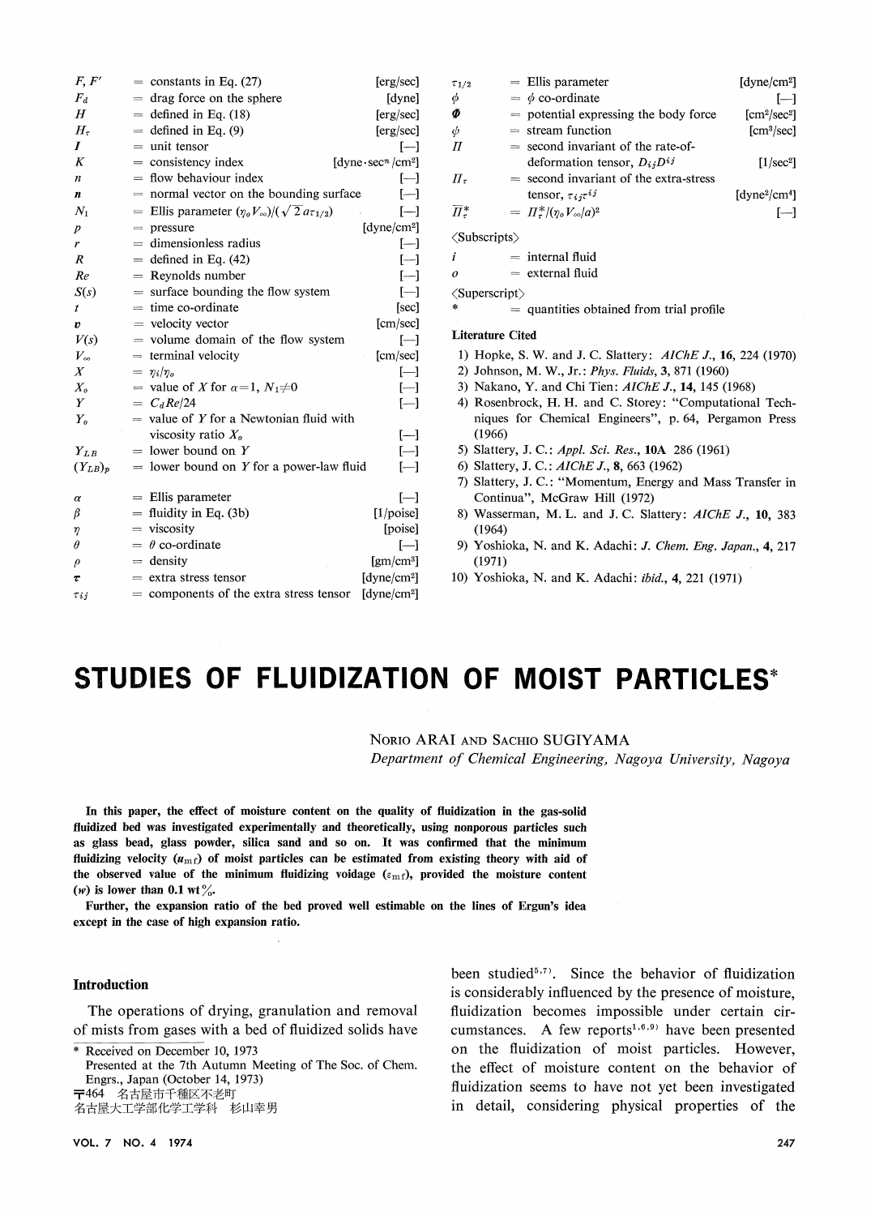| | | |
|---|---|---|
| $F, F'$ | = constants in Eq. (27) | [erg/sec] |
| $F_d$ | = drag force on the sphere | [dyne] |
| $H$ | = defined in Eq. (18) | [erg/sec] |
| $H_\tau$ | = defined in Eq. (9) | [erg/sec] |
| $I$ | = unit tensor | [—] |
| $K$ | = consistency index | [dyne·sec$^n$/cm$^2$] |
| $n$ | = flow behaviour index | [—] |
| $\boldsymbol{n}$ | = normal vector on the bounding surface | [—] |
| $N_1$ | = Ellis parameter $(\eta_o V_\infty)/(\sqrt{2}\,a\tau_{1/2})$ | [—] |
| $p$ | = pressure | [dyne/cm$^2$] |
| $r$ | = dimensionless radius | [—] |
| $R$ | = defined in Eq. (42) | [—] |
| $Re$ | = Reynolds number | [—] |
| $S(s)$ | = surface bounding the flow system | [—] |
| $t$ | = time co-ordinate | [sec] |
| $\boldsymbol{v}$ | = velocity vector | [cm/sec] |
| $V(s)$ | = volume domain of the flow system | [—] |
| $V_\infty$ | = terminal velocity | [cm/sec] |
| $X$ | = $\eta_i/\eta_o$ | [—] |
| $X_o$ | = value of $X$ for $\alpha=1$, $N_1 \neq 0$ | [—] |
| $Y$ | = $C_d Re/24$ | [—] |
| $Y_o$ | = value of $Y$ for a Newtonian fluid with viscosity ratio $X_o$ | [—] |
| $Y_{LB}$ | = lower bound on $Y$ | [—] |
| $(Y_{LB})_p$ | = lower bound on $Y$ for a power-law fluid | [—] |
| $\alpha$ | = Ellis parameter | [—] |
| $\beta$ | = fluidity in Eq. (3b) | [1/poise] |
| $\eta$ | = viscosity | [poise] |
| $\theta$ | = $\theta$ co-ordinate | [—] |
| $\rho$ | = density | [gm/cm$^3$] |
| $\boldsymbol{\tau}$ | = extra stress tensor | [dyne/cm$^2$] |
| $\tau_{ij}$ | = components of the extra stress tensor | [dyne/cm$^2$] |
| $\tau_{1/2}$ | = Ellis parameter | [dyne/cm$^2$] |
| $\phi$ | = $\phi$ co-ordinate | [—] |
| $\Phi$ | = potential expressing the body force | [cm$^2$/sec$^2$] |
| $\psi$ | = stream function | [cm$^3$/sec] |
| $\Pi$ | = second invariant of the rate-of-deformation tensor, $D_{ij}D^{ij}$ | [1/sec$^2$] |
| $\Pi_\tau$ | = second invariant of the extra-stress tensor, $\tau_{ij}\tau^{ij}$ | [dyne$^2$/cm$^4$] |
| $\overline{\Pi}_\tau^*$ | = $\Pi_\tau^*/(\eta_o V_\infty/a)^2$ | [—] |

⟨Subscripts⟩

| | | |
|---|---|---|
| $i$ | = internal fluid | |
| $o$ | = external fluid | |

⟨Superscript⟩

| | | |
|---|---|---|
| * | = quantities obtained from trial profile | |

**Literature Cited**

1) Hopke, S. W. and J. C. Slattery: *AIChE J.*, **16**, 224 (1970)
2) Johnson, M. W., Jr.: *Phys. Fluids*, **3**, 871 (1960)
3) Nakano, Y. and Chi Tien: *AIChE J.*, **14**, 145 (1968)
4) Rosenbrock, H. H. and C. Storey: "Computational Techniques for Chemical Engineers", p. 64, Pergamon Press (1966)
5) Slattery, J. C.: *Appl. Sci. Res.*, **10A** 286 (1961)
6) Slattery, J. C.: *AIChE J.*, **8**, 663 (1962)
7) Slattery, J. C.: "Momentum, Energy and Mass Transfer in Continua", McGraw Hill (1972)
8) Wasserman, M. L. and J. C. Slattery: *AIChE J.*, **10**, 383 (1964)
9) Yoshioka, N. and K. Adachi: *J. Chem. Eng. Japan.*, **4**, 217 (1971)
10) Yoshioka, N. and K. Adachi: *ibid.*, **4**, 221 (1971)

# STUDIES OF FLUIDIZATION OF MOIST PARTICLES*

NORIO ARAI AND SACHIO SUGIYAMA

*Department of Chemical Engineering, Nagoya University, Nagoya*

**In this paper, the effect of moisture content on the quality of fluidization in the gas-solid fluidized bed was investigated experimentally and theoretically, using nonporous particles such as glass bead, glass powder, silica sand and so on. It was confirmed that the minimum fluidizing velocity ($u_{mf}$) of moist particles can be estimated from existing theory with aid of the observed value of the minimum fluidizing voidage ($\varepsilon_{mf}$), provided the moisture content ($w$) is lower than 0.1 wt%.**

**Further, the expansion ratio of the bed proved well estimable on the lines of Ergun's idea except in the case of high expansion ratio.**

## Introduction

The operations of drying, granulation and removal of mists from gases with a bed of fluidized solids have been studied[5,7]. Since the behavior of fluidization is considerably influenced by the presence of moisture, fluidization becomes impossible under certain circumstances. A few reports[1,6,9] have been presented on the fluidization of moist particles. However, the effect of moisture content on the behavior of fluidization seems to have not yet been investigated in detail, considering physical properties of the

\* Received on December 10, 1973
Presented at the 7th Autumn Meeting of The Soc. of Chem. Engrs., Japan (October 14, 1973)
〒464 名古屋市千種区不老町
名古屋大工学部化学工学科 杉山幸男